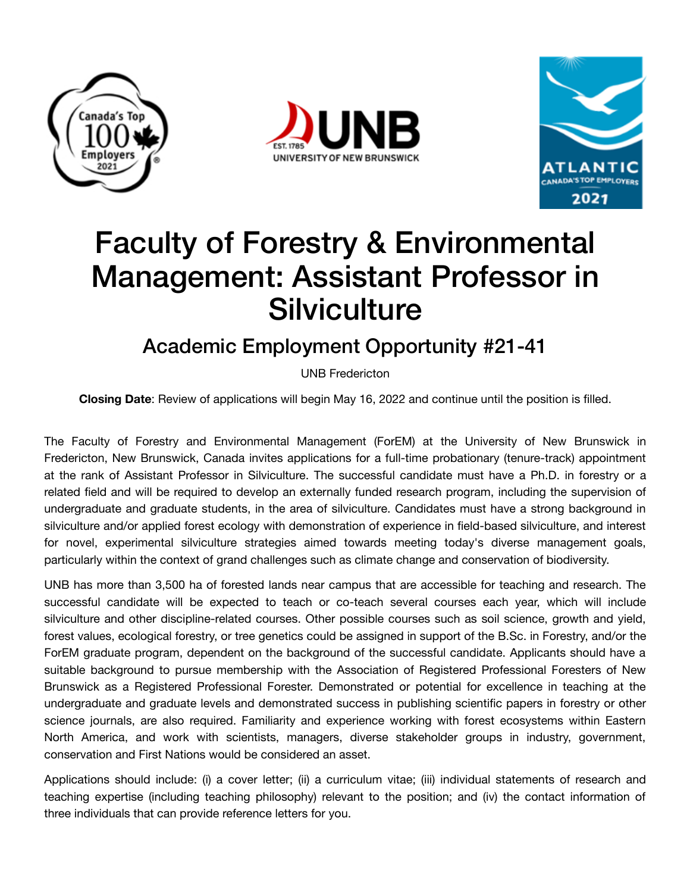# Faculty of Forestry & Environmental Management: Assistant Professor in Silviculture

## Academic Employment Opportunity #21-41

UNB Fredericton

**Closing Date**: Review of applications will begin May 16, 2022 and continue until the position is filled.

The Faculty of Forestry and Environmental Management (ForEM) at the University of New Brunswick in Fredericton, New Brunswick, Canada invites applications for a full-time probationary (tenure-track) appointment at the rank of Assistant Professor in Silviculture. The successful candidate must have a Ph.D. in forestry or a related field and will be required to develop an externally funded research program, including the supervision of undergraduate and graduate students, in the area of silviculture. Candidates must have a strong background in silviculture and/or applied forest ecology with demonstration of experience in field-based silviculture, and interest for novel, experimental silviculture strategies aimed towards meeting today's diverse management goals, particularly within the context of grand challenges such as climate change and conservation of biodiversity.

UNB has more than 3,500 ha of forested lands near campus that are accessible for teaching and research. The successful candidate will be expected to teach or co-teach several courses each year, which will include silviculture and other discipline-related courses. Other possible courses such as soil science, growth and yield, forest values, ecological forestry, or tree genetics could be assigned in support of the B.Sc. in Forestry, and/or the ForEM graduate program, dependent on the background of the successful candidate. Applicants should have a suitable background to pursue membership with the Association of Registered Professional Foresters of New Brunswick as a Registered Professional Forester. Demonstrated or potential for excellence in teaching at the undergraduate and graduate levels and demonstrated success in publishing scientific papers in forestry or other science journals, are also required. Familiarity and experience working with forest ecosystems within Eastern North America, and work with scientists, managers, diverse stakeholder groups in industry, government, conservation and First Nations would be considered an asset.

Applications should include: (i) a cover letter; (ii) a curriculum vitae; (iii) individual statements of research and teaching expertise (including teaching philosophy) relevant to the position; and (iv) the contact information of three individuals that can provide reference letters for you.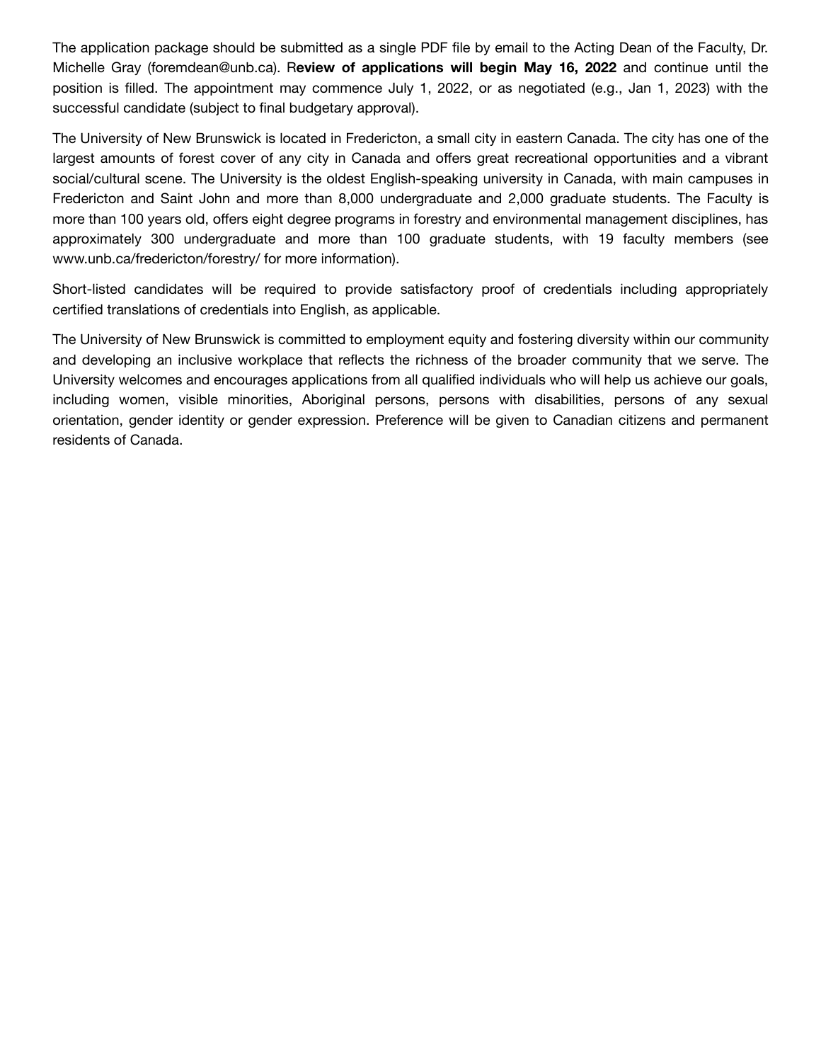The application package should be submitted as a single PDF file by email to the Acting Dean of the Faculty, Dr. Michelle Gray (foremdean@unb.ca). R**eview of applications will begin May 16, 2022** and continue until the position is filled. The appointment may commence July 1, 2022, or as negotiated (e.g., Jan 1, 2023) with the successful candidate (subject to final budgetary approval).

The University of New Brunswick is located in Fredericton, a small city in eastern Canada. The city has one of the largest amounts of forest cover of any city in Canada and offers great recreational opportunities and a vibrant social/cultural scene. The University is the oldest English-speaking university in Canada, with main campuses in Fredericton and Saint John and more than 8,000 undergraduate and 2,000 graduate students. The Faculty is more than 100 years old, offers eight degree programs in forestry and environmental management disciplines, has approximately 300 undergraduate and more than 100 graduate students, with 19 faculty members (see www.unb.ca/fredericton/forestry/ for more information).

Short-listed candidates will be required to provide satisfactory proof of credentials including appropriately certified translations of credentials into English, as applicable.

The University of New Brunswick is committed to employment equity and fostering diversity within our community and developing an inclusive workplace that reflects the richness of the broader community that we serve. The University welcomes and encourages applications from all qualified individuals who will help us achieve our goals, including women, visible minorities, Aboriginal persons, persons with disabilities, persons of any sexual orientation, gender identity or gender expression. Preference will be given to Canadian citizens and permanent residents of Canada.